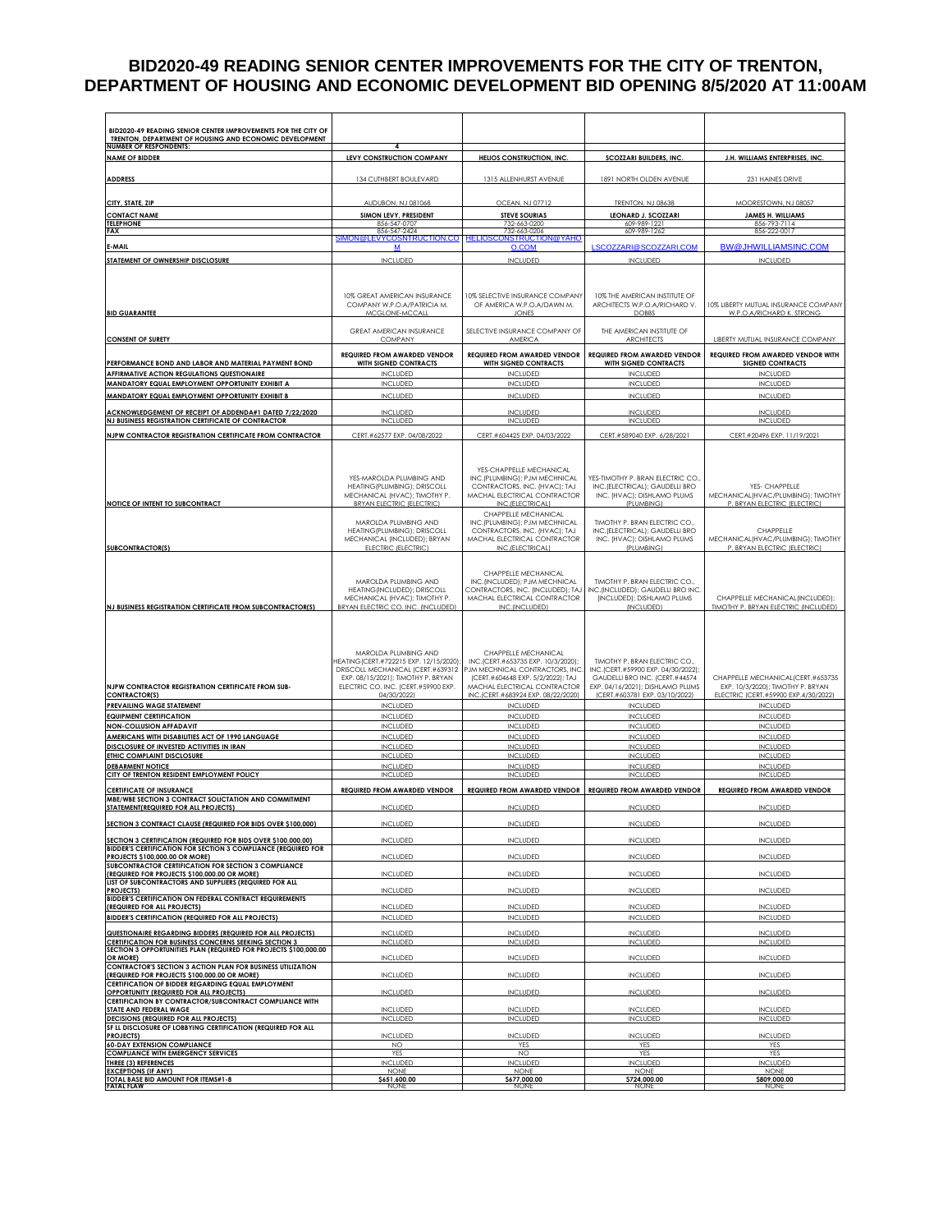# BID2020-49 READING SENIOR CENTER IMPROVEMENTS FOR THE CITY OF TRENTON, DEPARTMENT OF HOUSING AND ECONOMIC DEVELOPMENT BID OPENING 8/5/2020 AT 11:00AM

| BID2020-49 READING SENIOR CENTER IMPROVEMENTS FOR THE CITY OF TRENTON, DEPARTMENT OF HOUSING AND ECONOMIC DEVELOPMENT | | | | |
|---|---|---|---|---|
| NUMBER OF RESPONDENTS: | 4 | | | |
| NAME OF BIDDER | LEVY CONSTRUCTION COMPANY | HELIOS CONSTRUCTION, INC. | SCOZZARI BUILDERS, INC. | J.H. WILLIAMS ENTERPRISES, INC. |
| ADDRESS | 134 CUTHBERT BOULEVARD | 1315 ALLENHURST AVENUE | 1891 NORTH OLDEN AVENUE | 231 HAINES DRIVE |
| CITY, STATE, ZIP | AUDUBON, NJ 081068 | OCEAN, NJ 07712 | TRENTON, NJ 08638 | MOORESTOWN, NJ 08057 |
| CONTACT NAME | SIMON LEVY, PRESIDENT | STEVE SOURIAS | LEONARD J. SCOZZARI | JAMES H. WILLIAMS |
| TELEPHONE | 856-547-0707 | 732-663-0200 | 609-989-1221 | 856-793-7114 |
| FAX | 856-547-2424 | 732-663-0206 | 609-989-1262 | 856-222-0017 |
| E-MAIL | SIMON@LEVYCOSNTRUCTION.COM | HELIOSCONSTRUCTION@YAHOO.COM | LSCOZZARI@SCOZZARI.COM | BW@JHWILLIAMSINC.COM |
| STATEMENT OF OWNERSHIP DISCLOSURE | INCLUDED | INCLUDED | INCLUDED | INCLUDED |
| BID GUARANTEE | 10% GREAT AMERICAN INSURANCE COMPANY W.P.O.A/PATRICIA M. MCGLONE-MCCALL | 10% SELECTIVE INSURANCE COMPANY OF AMERICA W.P.O.A/DAWN M. JONES | 10% THE AMERICAN INSTITUTE OF ARCHITECTS W.P.O.A/RICHARD V. DOBBS | 10% LIBERTY MUTUAL INSURANCE COMPANY W.P.O.A/RICHARD K. STRONG |
| CONSENT OF SURETY | GREAT AMERICAN INSURANCE COMPANY | SELECTIVE INSURANCE COMPANY OF AMERICA | THE AMERICAN INSTITUTE OF ARCHITECTS | LIBERTY MUTUAL INSURANCE COMPANY |
| PERFORMANCE BOND AND LABOR AND MATERIAL PAYMENT BOND | REQUIRED FROM AWARDED VENDOR WITH SIGNED CONTRACTS | REQUIRED FROM AWARDED VENDOR WITH SIGNED CONTRACTS | REQUIRED FROM AWARDED VENDOR WITH SIGNED CONTRACTS | REQUIRED FROM AWARDED VENDOR WITH SIGNED CONTRACTS |
| AFFIRMATIVE ACTION REGULATIONS QUESTIONAIRE | INCLUDED | INCLUDED | INCLUDED | INCLUDED |
| MANDATORY EQUAL EMPLOYMENT OPPORTUNITY EXHIBIT A | INCLUDED | INCLUDED | INCLUDED | INCLUDED |
| MANDATORY EQUAL EMPLOYMENT OPPORTUNITY EXHIBIT B | INCLUDED | INCLUDED | INCLUDED | INCLUDED |
| ACKNOWLEDGEMENT OF RECEIPT OF ADDENDA#1 DATED 7/22/2020 | INCLUDED | INCLUDED | INCLUDED | INCLUDED |
| NJ BUSINESS REGISTRATION CERTIFICATE OF CONTRACTOR | INCLUDED | INCLUDED | INCLUDED | INCLUDED |
| NJPW CONTRACTOR REGISTRATION CERTIFICATE FROM CONTRACTOR | CERT.#62577 EXP. 04/08/2022 | CERT.#604425 EXP. 04/03/2022 | CERT.#589040 EXP. 6/28/2021 | CERT.#20496 EXP. 11/19/2021 |
| NOTICE OF INTENT TO SUBCONTRACT | YES-MAROLDA PLUMBING AND HEATING(PLUMBING); DRISCOLL MECHANICAL (HVAC); TIMOTHY P. BRYAN ELECTRIC (ELECTRIC) | YES-CHAPPELLE MECHANICAL INC.(PLUMBING); PJM MECHNICAL CONTRACTORS, INC. (HVAC); TAJ MACHAL ELECTRICAL CONTRACTOR INC.(ELECTRICAL) | YES-TIMOTHY P. BRAN ELECTRIC CO., INC.(ELECTRICAL); GAUDELLI BRO INC. (HVAC); DISHLAMO PLUMS (PLUMBING) | YES- CHAPPELLE MECHANICAL(HVAC/PLUMBING); TIMOTHY P. BRYAN ELECTRIC (ELECTRIC) |
| SUBCONTRACTOR(S) | MAROLDA PLUMBING AND HEATING(PLUMBING); DRISCOLL MECHANICAL (INCLUDED); BRYAN ELECTRIC (ELECTRIC) | CHAPPELLE MECHANICAL INC.(PLUMBING); PJM MECHNICAL CONTRACTORS, INC. (HVAC); TAJ MACHAL ELECTRICAL CONTRACTOR INC.(ELECTRICAL) | TIMOTHY P. BRAN ELECTRIC CO., INC.(ELECTRICAL); GAUDELLI BRO INC. (HVAC); DISHLAMO PLUMS (PLUMBING) | CHAPPELLE MECHANICAL(HVAC/PLUMBING); TIMOTHY P. BRYAN ELECTRIC (ELECTRIC) |
| NJ BUSINESS REGISTRATION CERTIFICATE FROM SUBCONTRACTOR(S) | MAROLDA PLUMBING AND HEATING(INCLUDED); DRISCOLL MECHANICAL (HVAC); TIMOTHY P. BRYAN ELECTRIC CO. INC. (INCLUDED) | CHAPPELLE MECHANICAL INC.(INCLUDED); PJM MECHNICAL CONTRACTORS, INC. (INCLUDED); TAJ MACHAL ELECTRICAL CONTRACTOR INC.(INCLUDED) | TIMOTHY P. BRAN ELECTRIC CO., INC.(INCLUDED); GAUDELLI BRO INC. (INCLUDED); DISHLAMO PLUMS (INCLUDED) | CHAPPELLE MECHANICAL(INCLUDED); TIMOTHY P. BRYAN ELECTRIC (INCLUDED) |
| NJPW CONTRACTOR REGISTRATION CERTIFICATE FROM SUB-CONTRACTOR(S) | MAROLDA PLUMBING AND HEATING(CERT.#722215 EXP. 12/15/2020); DRISCOLL MECHANICAL (CERT.#639312 EXP. 08/15/2021); TIMOTHY P. BRYAN ELECTRIC CO. INC. (CERT.#59900 EXP. 04/30/2022) | CHAPPELLE MECHANICAL INC.(CERT.#653735 EXP. 10/3/2020); PJM MECHNICAL CONTRACTORS, INC. (CERT.#604648 EXP. 5/2/2022); TAJ MACHAL ELECTRICAL CONTRACTOR INC.(CERT.#683924 EXP. 08/22/2020) | TIMOTHY P. BRAN ELECTRIC CO., INC.(CERT.#59900 EXP. 04/30/2022); GAUDELLI BRO INC. (CERT.#44574 EXP. 04/16/2021); DISHLAMO PLUMS (CERT.#603781 EXP. 03/10/2022) | CHAPPELLE MECHANICAL(CERT.#653735 EXP. 10/3/2020); TIMOTHY P. BRYAN ELECTRIC (CERT.#59900 EXP.4/30/2022) |
| PREVAILING WAGE STATEMENT | INCLUDED | INCLUDED | INCLUDED | INCLUDED |
| EQUIPMENT CERTIFICATION | INCLUDED | INCLUDED | INCLUDED | INCLUDED |
| NON-COLLUSION AFFADAVIT | INCLUDED | INCLUDED | INCLUDED | INCLUDED |
| AMERICANS WITH DISABILITIES ACT OF 1990 LANGUAGE | INCLUDED | INCLUDED | INCLUDED | INCLUDED |
| DISCLOSURE OF INVESTED ACTIVITIES IN IRAN | INCLUDED | INCLUDED | INCLUDED | INCLUDED |
| ETHIC COMPLAINT DISCLOSURE | INCLUDED | INCLUDED | INCLUDED | INCLUDED |
| DEBARMENT NOTICE | INCLUDED | INCLUDED | INCLUDED | INCLUDED |
| CITY OF TRENTON RESIDENT EMPLOYMENT POLICY | INCLUDED | INCLUDED | INCLUDED | INCLUDED |
| CERTIFICATE OF INSURANCE | REQUIRED FROM AWARDED VENDOR | REQUIRED FROM AWARDED VENDOR | REQUIRED FROM AWARDED VENDOR | REQUIRED FROM AWARDED VENDOR |
| MBE/WBE SECTION 3 CONTRACT SOLICTATION AND COMMITMENT STATEMENT(REQUIRED FOR ALL PROJECTS) | INCLUDED | INCLUDED | INCLUDED | INCLUDED |
| SECTION 3 CONTRACT CLAUSE (REQUIRED FOR BIDS OVER $100,000) | INCLUDED | INCLUDED | INCLUDED | INCLUDED |
| SECTION 3 CERTIFICATION (REQUIRED FOR BIDS OVER $100,000.00) | INCLUDED | INCLUDED | INCLUDED | INCLUDED |
| BIDDER'S CERTIFICATION FOR SECTION 3 COMPLIANCE (REQUIRED FOR PROJECTS $100,000.00 OR MORE) | INCLUDED | INCLUDED | INCLUDED | INCLUDED |
| SUBCONTRACTOR CERTIFICATION FOR SECTION 3 COMPLIANCE (REQUIRED FOR PROJECTS $100,000.00 OR MORE) | INCLUDED | INCLUDED | INCLUDED | INCLUDED |
| LIST OF SUBCONTRACTORS AND SUPPLIERS (REQUIRED FOR ALL PROJECTS) | INCLUDED | INCLUDED | INCLUDED | INCLUDED |
| BIDDER'S CERTIFICATION ON FEDERAL CONTRACT REQUIREMENTS (REQUIRED FOR ALL PROJECTS) | INCLUDED | INCLUDED | INCLUDED | INCLUDED |
| BIDDER'S CERTIFICATION (REQUIRED FOR ALL PROJECTS) | INCLUDED | INCLUDED | INCLUDED | INCLUDED |
| QUESTIONAIRE REGARDING BIDDERS (REQUIRED FOR ALL PROJECTS) | INCLUDED | INCLUDED | INCLUDED | INCLUDED |
| CERTIFICATION FOR BUSINESS CONCERNS SEEKING SECTION 3 | INCLUDED | INCLUDED | INCLUDED | INCLUDED |
| SECTION 3 OPPORTUNITIES PLAN (REQUIRED FOR PROJECTS $100,000.00 OR MORE) | INCLUDED | INCLUDED | INCLUDED | INCLUDED |
| CONTRACTOR'S SECTION 3 ACTION PLAN FOR BUSINESS UTILIZATION (REQUIRED FOR PROJECTS $100,000.00 OR MORE) | INCLUDED | INCLUDED | INCLUDED | INCLUDED |
| CERTIFICATION OF BIDDER REGARDING EQUAL EMPLOYMENT OPPORTUNITY (REQUIRED FOR ALL PROJECTS) | INCLUDED | INCLUDED | INCLUDED | INCLUDED |
| CERTIFICATION BY CONTRACTOR/SUBCONTRACT COMPLIANCE WITH STATE AND FEDERAL WAGE | INCLUDED | INCLUDED | INCLUDED | INCLUDED |
| DECISIONS (REQUIRED FOR ALL PROJECTS) | INCLUDED | INCLUDED | INCLUDED | INCLUDED |
| SF LL DISCLOSURE OF LOBBYING CERTIFICATION (REQUIRED FOR ALL PROJECTS) | INCLUDED | INCLUDED | INCLUDED | INCLUDED |
| 60-DAY EXTENSION COMPLIANCE | NO | YES | YES | YES |
| COMPLIANCE WITH EMERGENCY SERVICES | YES | NO | YES | YES |
| THREE (3) REFERENCES | INCLUDED | INCLUDED | INCLUDED | INCLUDED |
| EXCEPTIONS (IF ANY) | NONE | NONE | NONE | NONE |
| TOTAL BASE BID AMOUNT FOR ITEMS#1-8 | $651,600.00 | $677,000.00 | $724,000.00 | $809,000.00 |
| FATAL FLAW | NONE | NONE | NONE | NONE |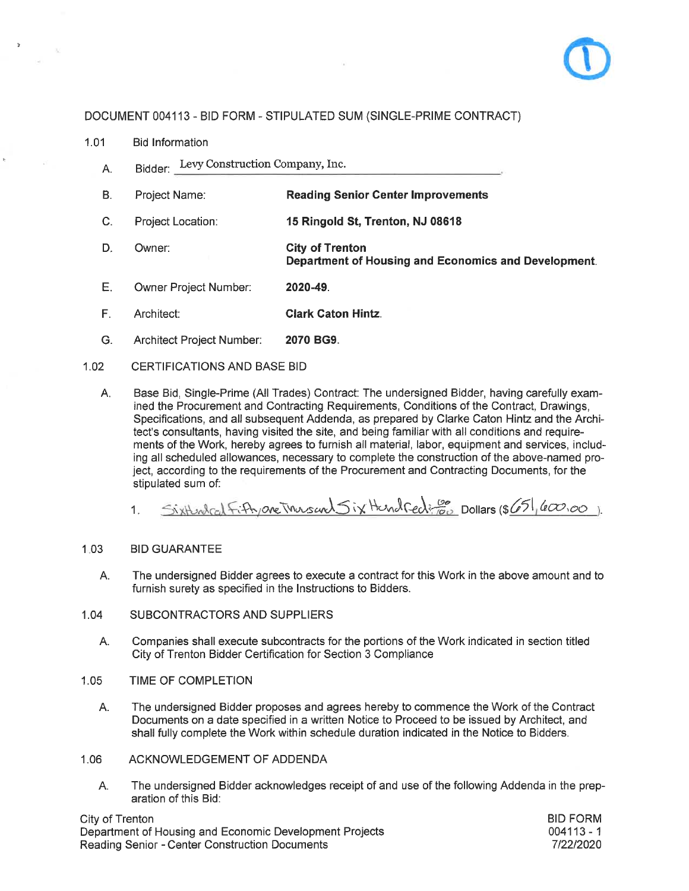1

# DOCUMENT 004113 - BID FORM - STIPULATED SUM (SINGLE-PRIME CONTRACT)

## 1.01 Bid Information

A. Bidder: Levy Construction Company, Inc.

B. Project Name: **Reading Senior Center Improvements**

C. Project Location: **15 Ringold St, Trenton, NJ 08618**

D. Owner: **City of Trenton**
**Department of Housing and Economics and Development.**

E. Owner Project Number: **2020-49.**

F. Architect: **Clark Caton Hintz.**

G. Architect Project Number: **2070 BG9.**

## 1.02 CERTIFICATIONS AND BASE BID

A. Base Bid, Single-Prime (All Trades) Contract: The undersigned Bidder, having carefully examined the Procurement and Contracting Requirements, Conditions of the Contract, Drawings, Specifications, and all subsequent Addenda, as prepared by Clarke Caton Hintz and the Architect's consultants, having visited the site, and being familiar with all conditions and requirements of the Work, hereby agrees to furnish all material, labor, equipment and services, including all scheduled allowances, necessary to complete the construction of the above-named project, according to the requirements of the Procurement and Contracting Documents, for the stipulated sum of:

1. Six Hundred Fifty one Thousand Six Hundred and 00/100 Dollars ($651,600.00).

## 1.03 BID GUARANTEE

A. The undersigned Bidder agrees to execute a contract for this Work in the above amount and to furnish surety as specified in the Instructions to Bidders.

## 1.04 SUBCONTRACTORS AND SUPPLIERS

A. Companies shall execute subcontracts for the portions of the Work indicated in section titled City of Trenton Bidder Certification for Section 3 Compliance

## 1.05 TIME OF COMPLETION

A. The undersigned Bidder proposes and agrees hereby to commence the Work of the Contract Documents on a date specified in a written Notice to Proceed to be issued by Architect, and shall fully complete the Work within schedule duration indicated in the Notice to Bidders.

## 1.06 ACKNOWLEDGEMENT OF ADDENDA

A. The undersigned Bidder acknowledges receipt of and use of the following Addenda in the preparation of this Bid: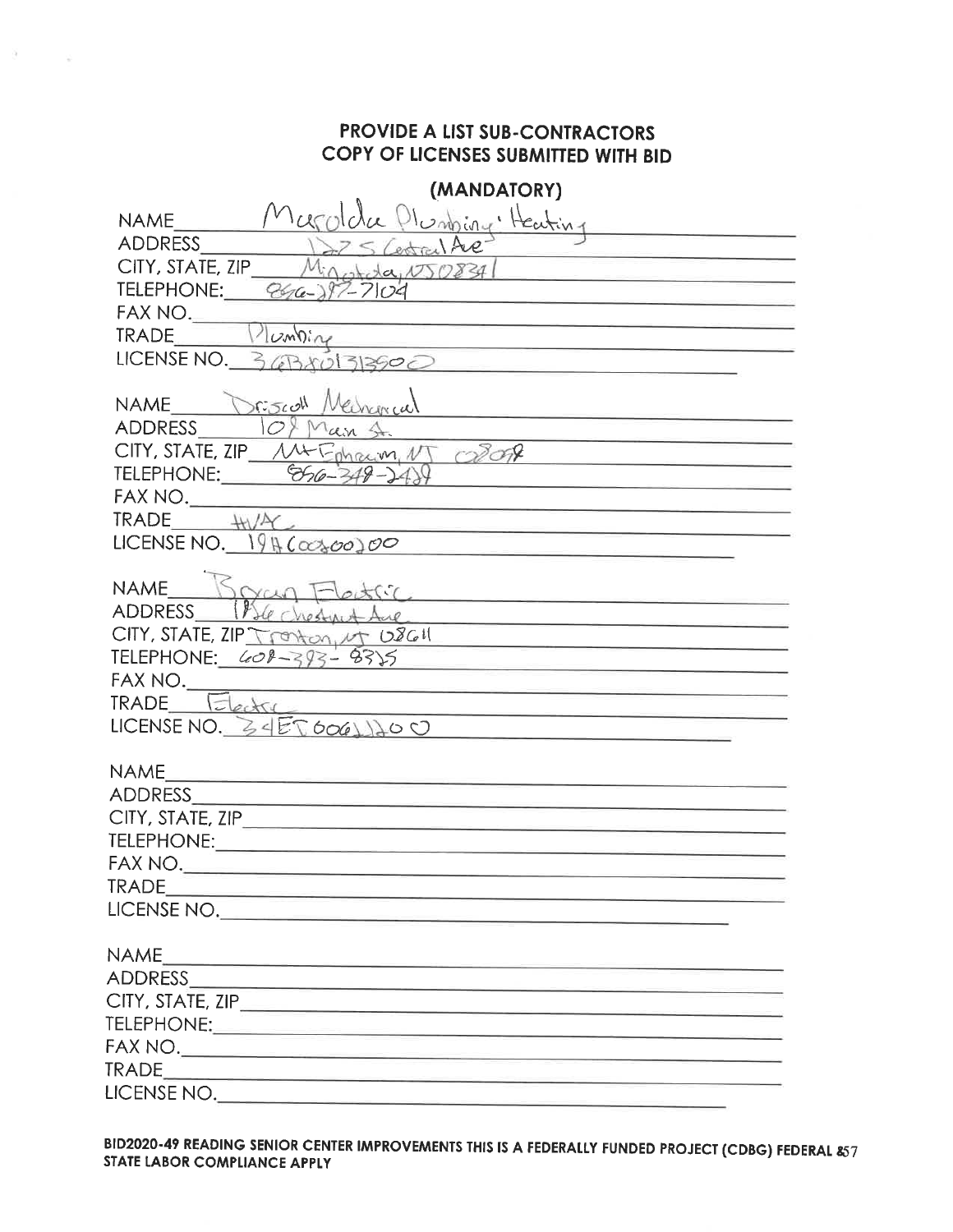**PROVIDE A LIST SUB-CONTRACTORS**
**COPY OF LICENSES SUBMITTED WITH BID**

**(MANDATORY)**

NAME Marolda Plumbing & Heating
ADDRESS 1225 S Central Ave
CITY, STATE, ZIP Minotola, NJ 08341
TELEPHONE: 856-297-7104
FAX NO.
TRADE Plumbing
LICENSE NO. 36BI01313500

NAME Driscoll Mechanical
ADDRESS 108 Main St.
CITY, STATE, ZIP Mt Ephraim, NJ 08059
TELEPHONE: 856-349-2429
FAX NO.
TRADE HVAC
LICENSE NO. 19HC00200200

NAME Bryan Electric
ADDRESS 1826 Chestnut Ave
CITY, STATE, ZIP Trenton, NJ 08611
TELEPHONE: 609-393-8325
FAX NO.
TRADE Electric
LICENSE NO. 34EI00611200

NAME
ADDRESS
CITY, STATE, ZIP
TELEPHONE:
FAX NO.
TRADE
LICENSE NO.

NAME
ADDRESS
CITY, STATE, ZIP
TELEPHONE:
FAX NO.
TRADE
LICENSE NO.

**BID2020-49 READING SENIOR CENTER IMPROVEMENTS THIS IS A FEDERALLY FUNDED PROJECT (CDBG) FEDERAL & STATE LABOR COMPLIANCE APPLY**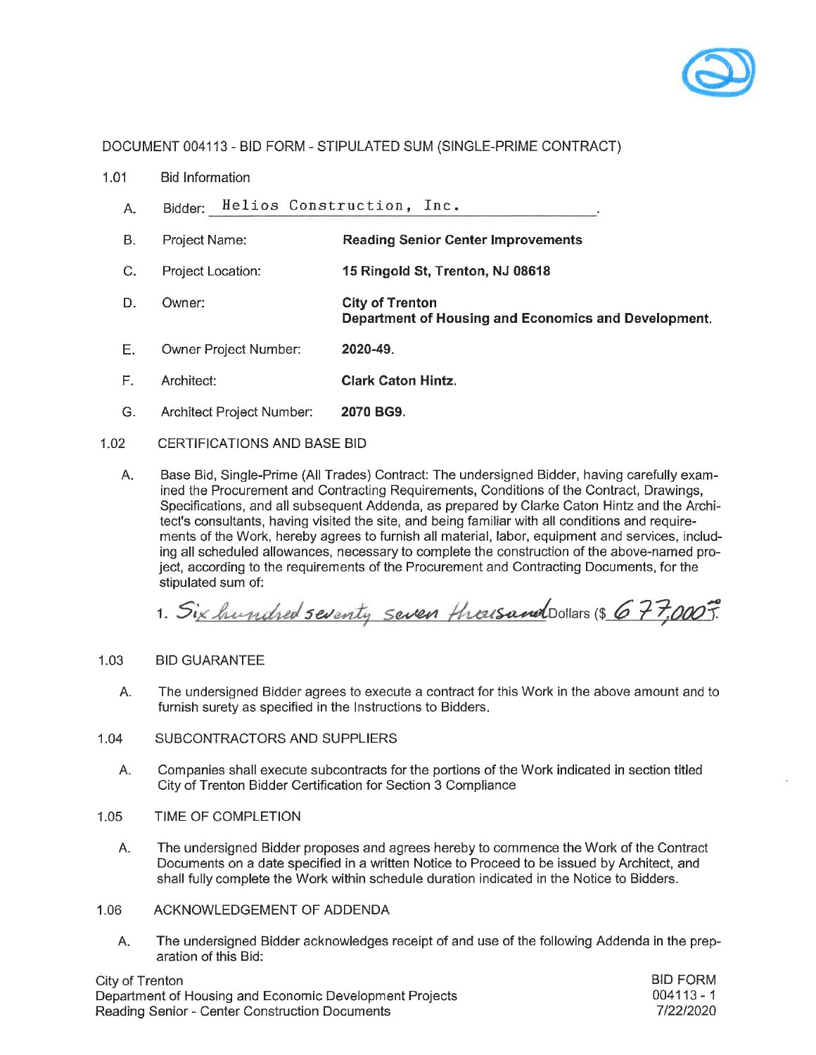# DOCUMENT 004113 - BID FORM - STIPULATED SUM (SINGLE-PRIME CONTRACT)

1.01 Bid Information

A. Bidder: Helios Construction, Inc.

B. Project Name: **Reading Senior Center Improvements**

C. Project Location: **15 Ringold St, Trenton, NJ 08618**

D. Owner: **City of Trenton**
**Department of Housing and Economics and Development.**

E. Owner Project Number: **2020-49.**

F. Architect: **Clark Caton Hintz.**

G. Architect Project Number: **2070 BG9.**

1.02 CERTIFICATIONS AND BASE BID

A. Base Bid, Single-Prime (All Trades) Contract: The undersigned Bidder, having carefully examined the Procurement and Contracting Requirements, Conditions of the Contract, Drawings, Specifications, and all subsequent Addenda, as prepared by Clarke Caton Hintz and the Architect's consultants, having visited the site, and being familiar with all conditions and requirements of the Work, hereby agrees to furnish all material, labor, equipment and services, including all scheduled allowances, necessary to complete the construction of the above-named project, according to the requirements of the Procurement and Contracting Documents, for the stipulated sum of:

1. Six hundred seventy seven thousand Dollars ($ 677,000.00).

1.03 BID GUARANTEE

A. The undersigned Bidder agrees to execute a contract for this Work in the above amount and to furnish surety as specified in the Instructions to Bidders.

1.04 SUBCONTRACTORS AND SUPPLIERS

A. Companies shall execute subcontracts for the portions of the Work indicated in section titled City of Trenton Bidder Certification for Section 3 Compliance

1.05 TIME OF COMPLETION

A. The undersigned Bidder proposes and agrees hereby to commence the Work of the Contract Documents on a date specified in a written Notice to Proceed to be issued by Architect, and shall fully complete the Work within schedule duration indicated in the Notice to Bidders.

1.06 ACKNOWLEDGEMENT OF ADDENDA

A. The undersigned Bidder acknowledges receipt of and use of the following Addenda in the preparation of this Bid: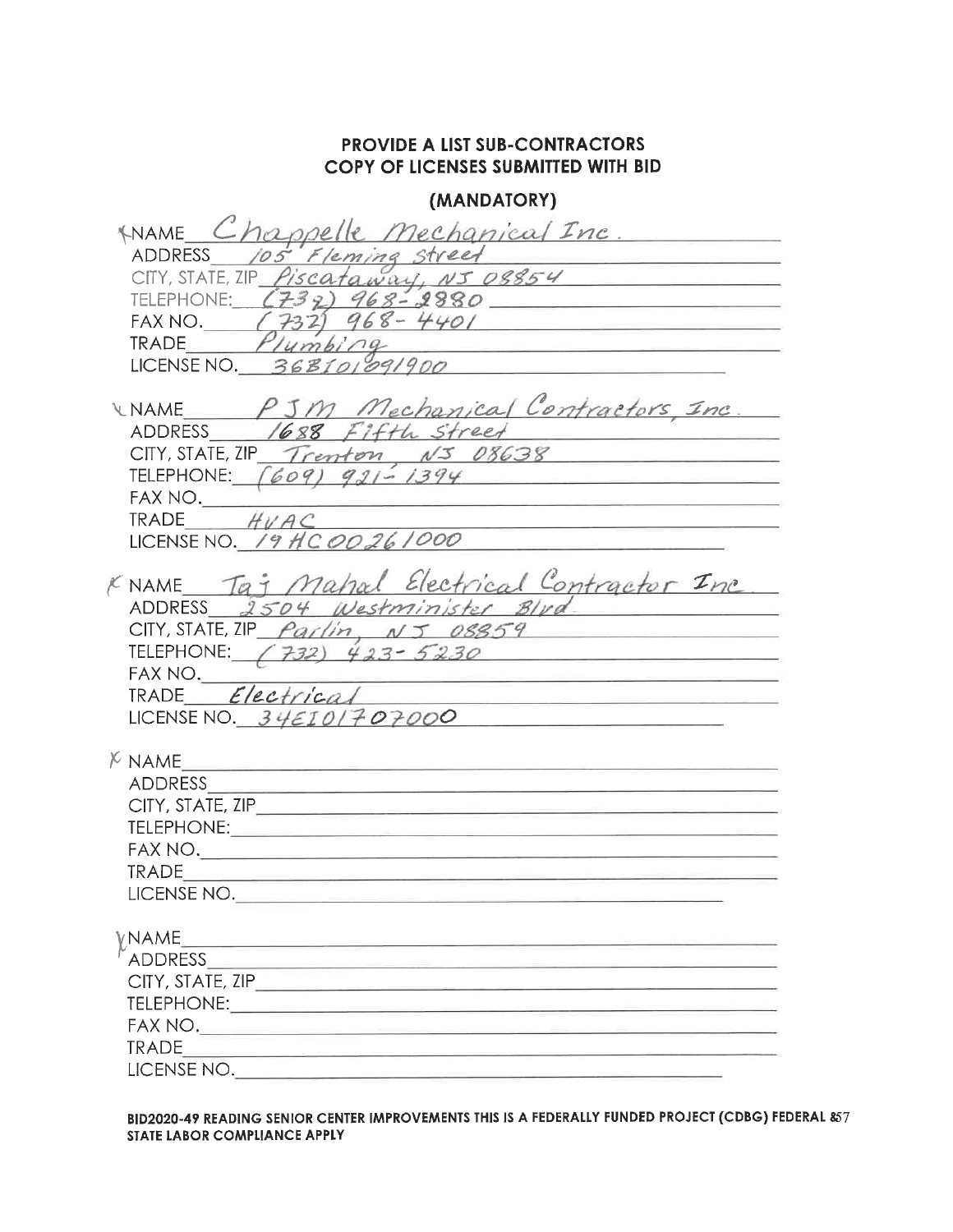**PROVIDE A LIST SUB-CONTRACTORS**
**COPY OF LICENSES SUBMITTED WITH BID**

**(MANDATORY)**

NAME Chappelle Mechanical Inc.
ADDRESS 105 Fleming Street
CITY, STATE, ZIP Piscataway, NJ 08854
TELEPHONE: (732) 968-2880
FAX NO. (732) 968-4401
TRADE Plumbing
LICENSE NO. 36BI01091900

NAME PJM Mechanical Contractors, Inc.
ADDRESS 1688 Fifth Street
CITY, STATE, ZIP Trenton, NJ 08638
TELEPHONE: (609) 921-1394
FAX NO.
TRADE HVAC
LICENSE NO. 19HC00261000

NAME Taj Mahal Electrical Contractor Inc
ADDRESS 2504 Westminister Blvd.
CITY, STATE, ZIP Parlin, NJ 08859
TELEPHONE: (732) 423-5230
FAX NO.
TRADE Electrical
LICENSE NO. 34EI01707000

NAME
ADDRESS
CITY, STATE, ZIP
TELEPHONE:
FAX NO.
TRADE
LICENSE NO.

NAME
ADDRESS
CITY, STATE, ZIP
TELEPHONE:
FAX NO.
TRADE
LICENSE NO.

**BID2020-49 READING SENIOR CENTER IMPROVEMENTS THIS IS A FEDERALLY FUNDED PROJECT (CDBG) FEDERAL & STATE LABOR COMPLIANCE APPLY**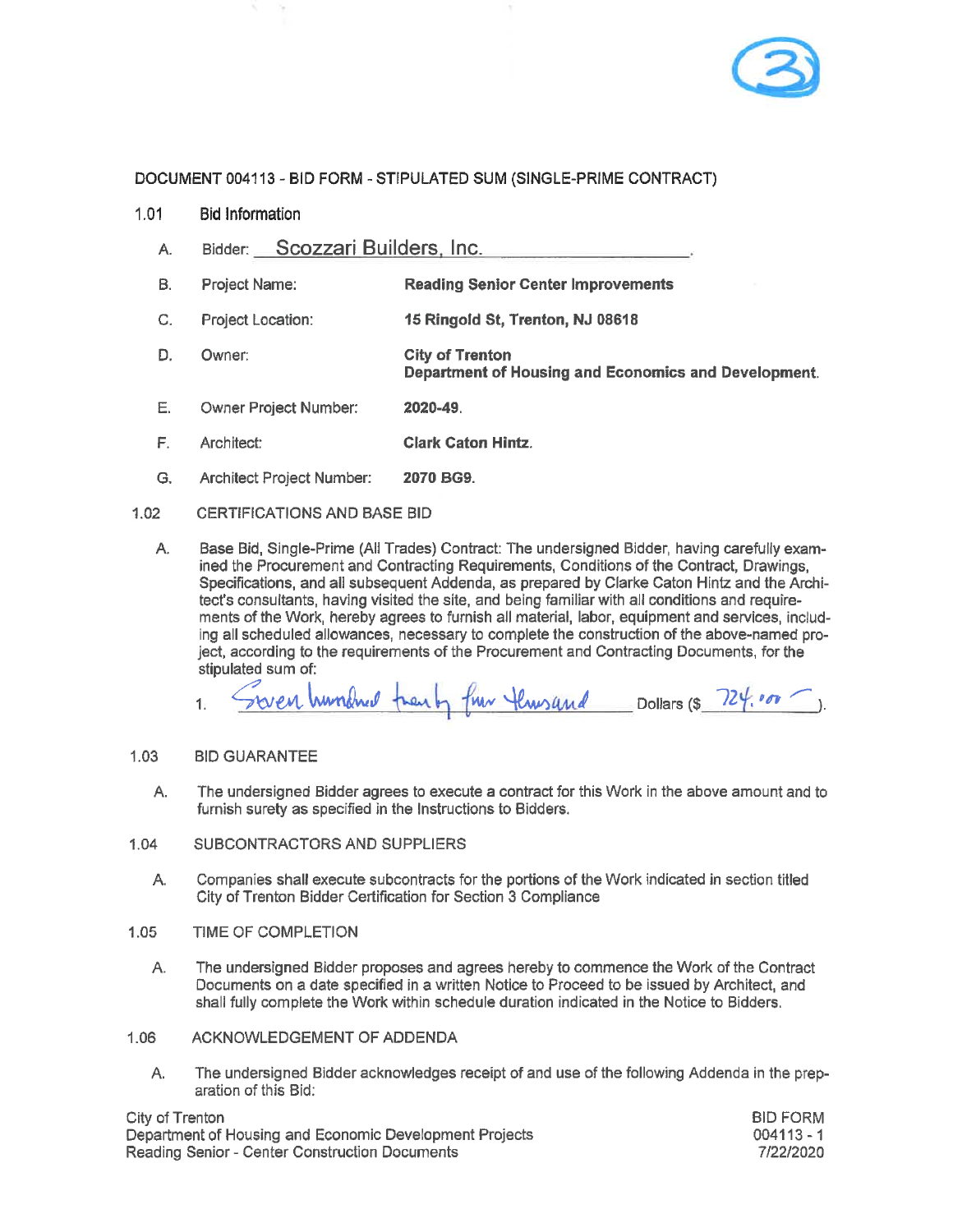# DOCUMENT 004113 - BID FORM - STIPULATED SUM (SINGLE-PRIME CONTRACT)

## 1.01 Bid Information

A. Bidder: Scozzari Builders, Inc.

B. Project Name: **Reading Senior Center Improvements**

C. Project Location: **15 Ringold St, Trenton, NJ 08618**

D. Owner: **City of Trenton**
**Department of Housing and Economics and Development.**

E. Owner Project Number: **2020-49.**

F. Architect: **Clark Caton Hintz.**

G. Architect Project Number: **2070 BG9.**

## 1.02 CERTIFICATIONS AND BASE BID

A. Base Bid, Single-Prime (All Trades) Contract: The undersigned Bidder, having carefully examined the Procurement and Contracting Requirements, Conditions of the Contract, Drawings, Specifications, and all subsequent Addenda, as prepared by Clarke Caton Hintz and the Architect's consultants, having visited the site, and being familiar with all conditions and requirements of the Work, hereby agrees to furnish all material, labor, equipment and services, including all scheduled allowances, necessary to complete the construction of the above-named project, according to the requirements of the Procurement and Contracting Documents, for the stipulated sum of:

1. Seven hundred twenty four thousand Dollars ($ 724,000 ).

## 1.03 BID GUARANTEE

A. The undersigned Bidder agrees to execute a contract for this Work in the above amount and to furnish surety as specified in the Instructions to Bidders.

## 1.04 SUBCONTRACTORS AND SUPPLIERS

A. Companies shall execute subcontracts for the portions of the Work indicated in section titled City of Trenton Bidder Certification for Section 3 Compliance

## 1.05 TIME OF COMPLETION

A. The undersigned Bidder proposes and agrees hereby to commence the Work of the Contract Documents on a date specified in a written Notice to Proceed to be issued by Architect, and shall fully complete the Work within schedule duration indicated in the Notice to Bidders.

## 1.06 ACKNOWLEDGEMENT OF ADDENDA

A. The undersigned Bidder acknowledges receipt of and use of the following Addenda in the preparation of this Bid: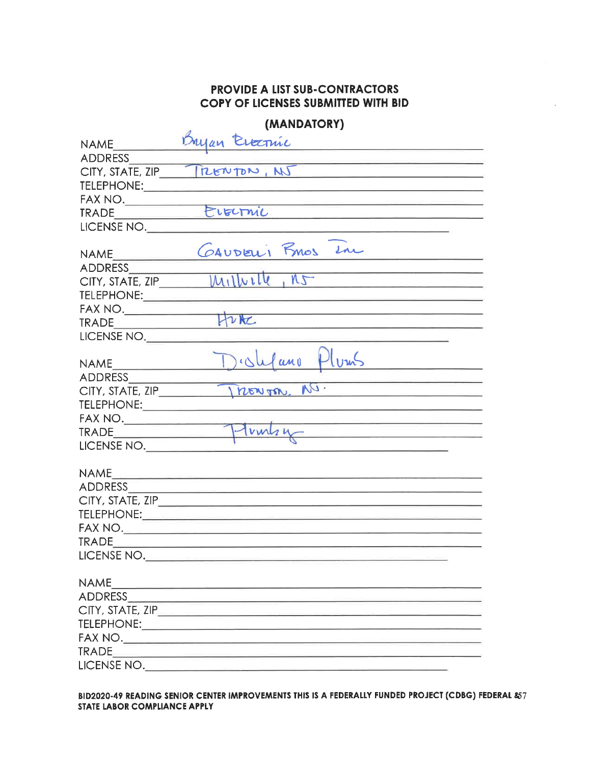**PROVIDE A LIST SUB-CONTRACTORS**
**COPY OF LICENSES SUBMITTED WITH BID**

**(MANDATORY)**

NAME Bryan Electric
ADDRESS
CITY, STATE, ZIP TRENTON, NJ
TELEPHONE:
FAX NO.
TRADE ELECTRIC
LICENSE NO.

NAME GAUDELLI BROS INC
ADDRESS
CITY, STATE, ZIP Millville, NJ
TELEPHONE:
FAX NO.
TRADE HVAC
LICENSE NO.

NAME DiStefano Plumb
ADDRESS
CITY, STATE, ZIP TRENTON, NJ.
TELEPHONE:
FAX NO.
TRADE Plumbing
LICENSE NO.

NAME
ADDRESS
CITY, STATE, ZIP
TELEPHONE:
FAX NO.
TRADE
LICENSE NO.

NAME
ADDRESS
CITY, STATE, ZIP
TELEPHONE:
FAX NO.
TRADE
LICENSE NO.

**BID2020-49 READING SENIOR CENTER IMPROVEMENTS THIS IS A FEDERALLY FUNDED PROJECT (CDBG) FEDERAL & STATE LABOR COMPLIANCE APPLY**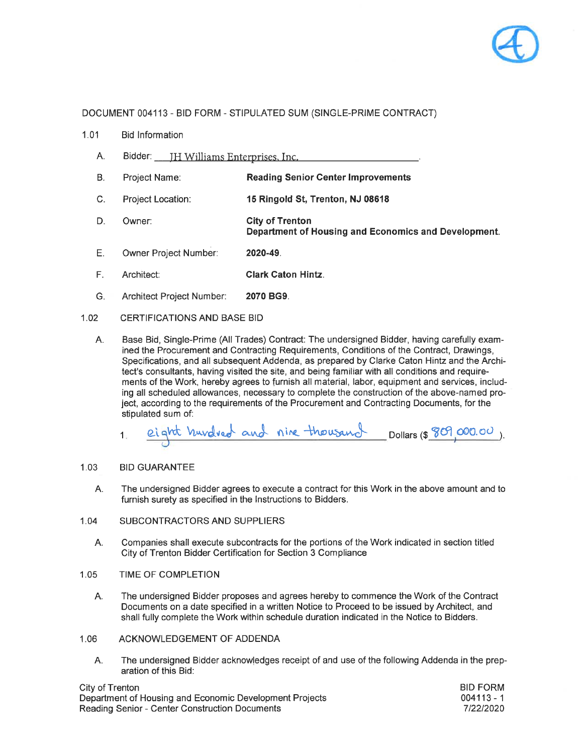# DOCUMENT 004113 - BID FORM - STIPULATED SUM (SINGLE-PRIME CONTRACT)

## 1.01 Bid Information

A. Bidder: JH Williams Enterprises, Inc.

B. Project Name: **Reading Senior Center Improvements**

C. Project Location: **15 Ringold St, Trenton, NJ 08618**

D. Owner: **City of Trenton**
**Department of Housing and Economics and Development.**

E. Owner Project Number: **2020-49.**

F. Architect: **Clark Caton Hintz.**

G. Architect Project Number: **2070 BG9.**

## 1.02 CERTIFICATIONS AND BASE BID

A. Base Bid, Single-Prime (All Trades) Contract: The undersigned Bidder, having carefully examined the Procurement and Contracting Requirements, Conditions of the Contract, Drawings, Specifications, and all subsequent Addenda, as prepared by Clarke Caton Hintz and the Architect's consultants, having visited the site, and being familiar with all conditions and requirements of the Work, hereby agrees to furnish all material, labor, equipment and services, including all scheduled allowances, necessary to complete the construction of the above-named project, according to the requirements of the Procurement and Contracting Documents, for the stipulated sum of:

1. eight hundred and nine thousand Dollars ($ 809,000.00 ).

## 1.03 BID GUARANTEE

A. The undersigned Bidder agrees to execute a contract for this Work in the above amount and to furnish surety as specified in the Instructions to Bidders.

## 1.04 SUBCONTRACTORS AND SUPPLIERS

A. Companies shall execute subcontracts for the portions of the Work indicated in section titled City of Trenton Bidder Certification for Section 3 Compliance

## 1.05 TIME OF COMPLETION

A. The undersigned Bidder proposes and agrees hereby to commence the Work of the Contract Documents on a date specified in a written Notice to Proceed to be issued by Architect, and shall fully complete the Work within schedule duration indicated in the Notice to Bidders.

## 1.06 ACKNOWLEDGEMENT OF ADDENDA

A. The undersigned Bidder acknowledges receipt of and use of the following Addenda in the preparation of this Bid: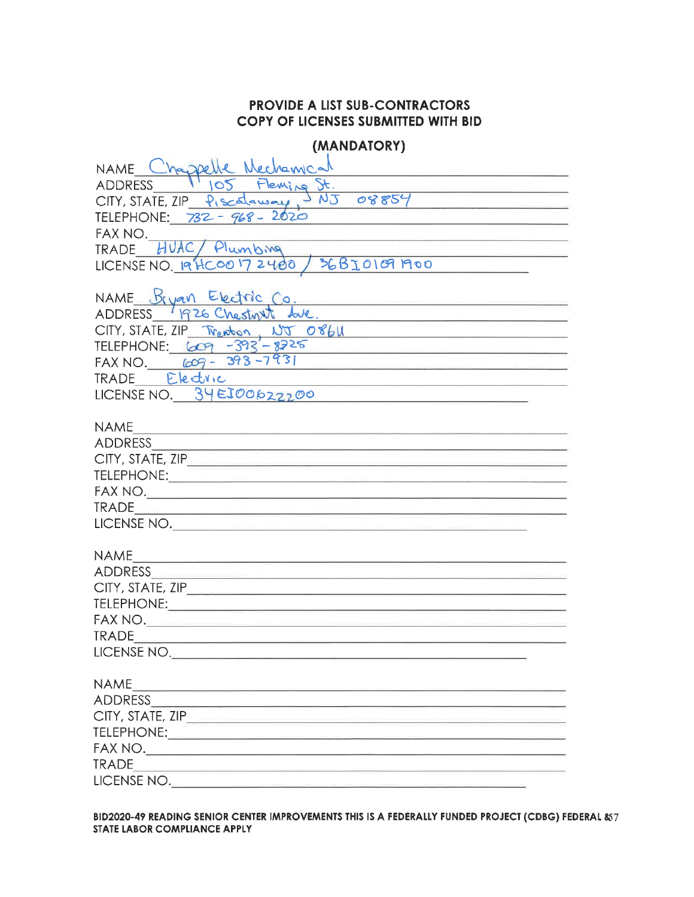**PROVIDE A LIST SUB-CONTRACTORS**
**COPY OF LICENSES SUBMITTED WITH BID**

**(MANDATORY)**

NAME Chappelle Mechanical
ADDRESS 105 Fleming St.
CITY, STATE, ZIP Piscataway, NJ 08854
TELEPHONE: 732 - 968 - 2020
FAX NO.
TRADE HVAC / Plumbing
LICENSE NO. 19HC00172400 / 36BI01091900

NAME Bryan Electric Co.
ADDRESS 1926 Chestnut Ave.
CITY, STATE, ZIP Trenton, NJ 08611
TELEPHONE: 609 - 393 - 8225
FAX NO. 609 - 393 - 7931
TRADE Electric
LICENSE NO. 34EI00622200

NAME
ADDRESS
CITY, STATE, ZIP
TELEPHONE:
FAX NO.
TRADE
LICENSE NO.

NAME
ADDRESS
CITY, STATE, ZIP
TELEPHONE:
FAX NO.
TRADE
LICENSE NO.

NAME
ADDRESS
CITY, STATE, ZIP
TELEPHONE:
FAX NO.
TRADE
LICENSE NO.

**BID2020-49 READING SENIOR CENTER IMPROVEMENTS THIS IS A FEDERALLY FUNDED PROJECT (CDBG) FEDERAL & STATE LABOR COMPLIANCE APPLY**